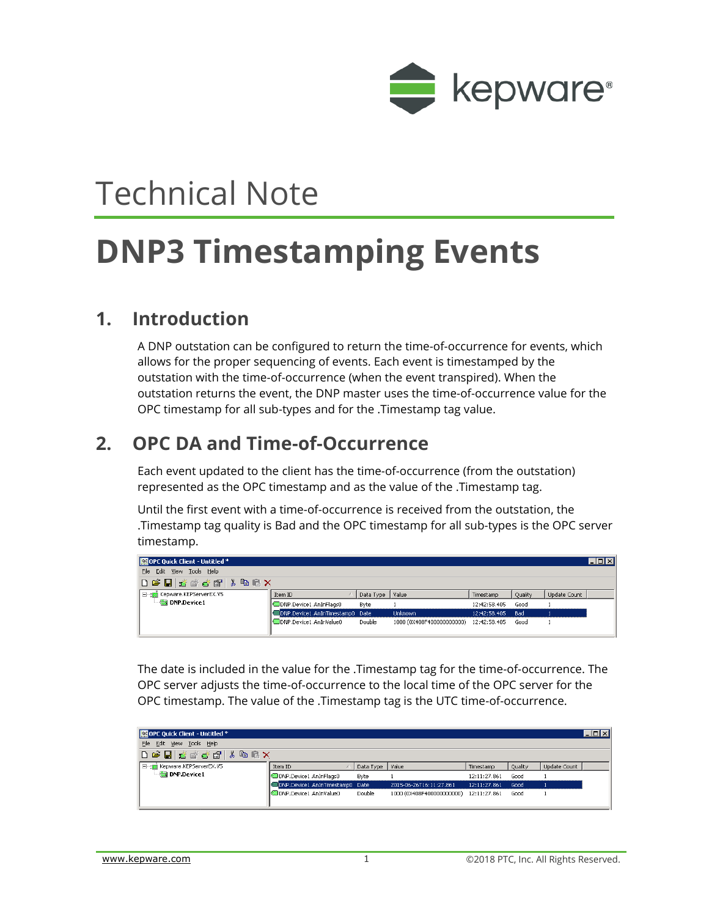# Technical Note

# DNP3 Timestamping Events

## 1. Introduction

A DNP outstation can be configured to return the time-of-occurrence for events, which allows for the proper sequencing of events. Each event is timestamped by the outstation with the time-of-occurrence (when the event transpired). When the outstation returns the event, the DNP master uses the time-of-occurrence value for the OPC timestamp for all sub-types and for the .Timestamp tag value.

## 2. OPC DA and Time-of-Occurrence

Each event updated to the client has the time-of-occurrence (from the outstation) represented as the OPC timestamp and as the value of the .Timestamp tag.

Until the first event with a time-of-occurrence is received from the outstation, the .Timestamp tag quality is Bad and the OPC timestamp for all sub-types is the OPC server timestamp.

| Item ID | Data Type | Value | Timestamp | Quality | Update Count |
|---|---|---|---|---|---|
| DNP.Device1.AnInFlags0 | Byte | 1 | 12:42:58.405 | Good | 1 |
| DNP.Device1.AnInTimestamp0 | Date | Unknown | 12:42:58.405 | Bad | 1 |
| DNP.Device1.AnInValue0 | Double | 1000 (0X408F400000000000) | 12:42:58.405 | Good | 1 |

The date is included in the value for the .Timestamp tag for the time-of-occurrence. The OPC server adjusts the time-of-occurrence to the local time of the OPC server for the OPC timestamp. The value of the .Timestamp tag is the UTC time-of-occurrence.

| Item ID | Data Type | Value | Timestamp | Quality | Update Count |
|---|---|---|---|---|---|
| DNP.Device1.AnInFlags0 | Byte | 1 | 12:11:27.861 | Good | 1 |
| DNP.Device1.AnInTimestamp0 | Date | 2015-06-26T16:11:27.861 | 12:11:27.861 | Good | 1 |
| DNP.Device1.AnInValue0 | Double | 1000 (0X408F400000000000) | 12:11:27.861 | Good | 1 |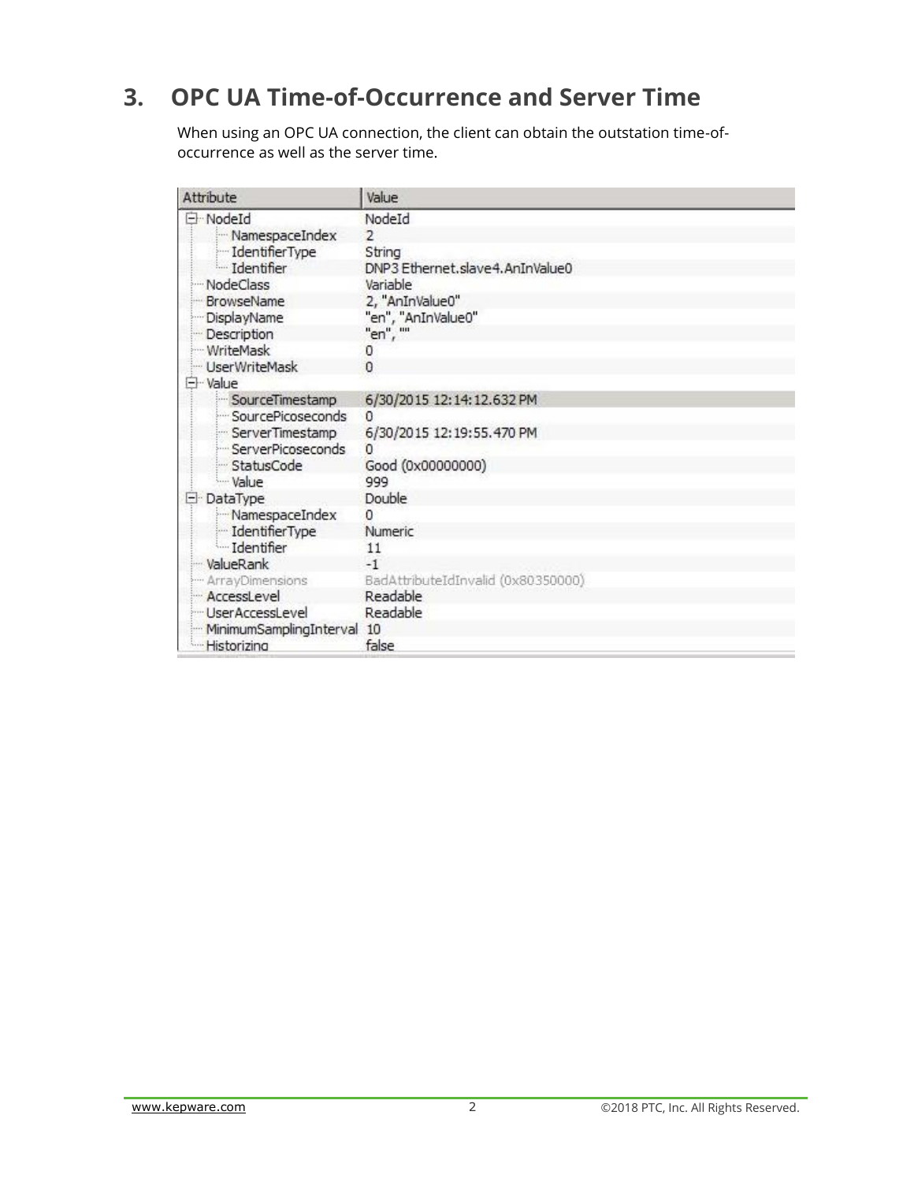## 3. OPC UA Time-of-Occurrence and Server Time

When using an OPC UA connection, the client can obtain the outstation time-of-occurrence as well as the server time.

| Attribute | Value |
|---|---|
| NodeId | NodeId |
| NamespaceIndex | 2 |
| IdentifierType | String |
| Identifier | DNP3 Ethernet.slave4.AnInValue0 |
| NodeClass | Variable |
| BrowseName | 2, "AnInValue0" |
| DisplayName | "en", "AnInValue0" |
| Description | "en", "" |
| WriteMask | 0 |
| UserWriteMask | 0 |
| Value | |
| SourceTimestamp | 6/30/2015 12:14:12.632 PM |
| SourcePicoseconds | 0 |
| ServerTimestamp | 6/30/2015 12:19:55.470 PM |
| ServerPicoseconds | 0 |
| StatusCode | Good (0x00000000) |
| Value | 999 |
| DataType | Double |
| NamespaceIndex | 0 |
| IdentifierType | Numeric |
| Identifier | 11 |
| ValueRank | -1 |
| ArrayDimensions | BadAttributeIdInvalid (0x80350000) |
| AccessLevel | Readable |
| UserAccessLevel | Readable |
| MinimumSamplingInterval | 10 |
| Historizing | false |